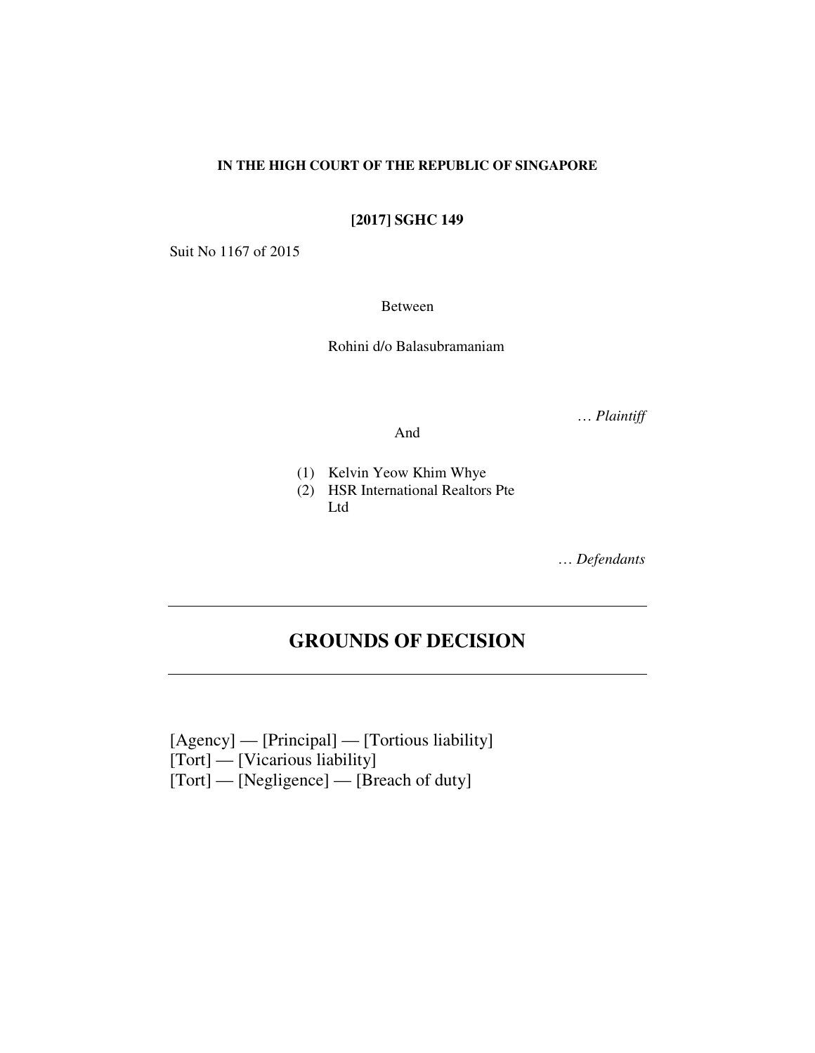**IN THE HIGH COURT OF THE REPUBLIC OF SINGAPORE**

**[2017] SGHC 149**

Suit No 1167 of 2015

Between

Rohini d/o Balasubramaniam

… *Plaintiff*

And

(1) Kelvin Yeow Khim Whye
(2) HSR International Realtors Pte Ltd

… *Defendants*

---

# GROUNDS OF DECISION

---

[Agency] — [Principal] — [Tortious liability]
[Tort] — [Vicarious liability]
[Tort] — [Negligence] — [Breach of duty]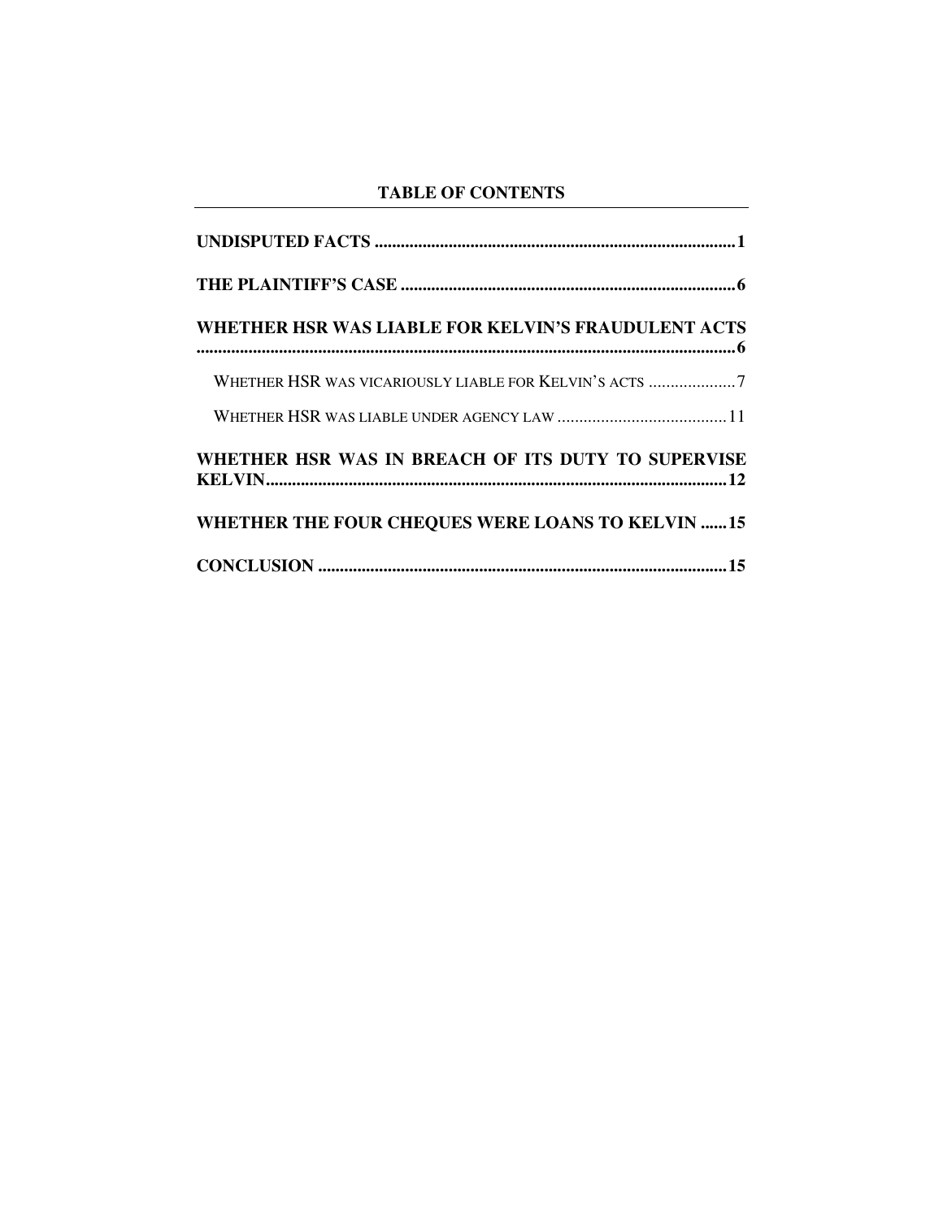## TABLE OF CONTENTS

**UNDISPUTED FACTS** .......... **1**

**THE PLAINTIFF'S CASE** .......... **6**

**WHETHER HSR WAS LIABLE FOR KELVIN'S FRAUDULENT ACTS** .......... **6**

- WHETHER HSR WAS VICARIOUSLY LIABLE FOR KELVIN'S ACTS .......... 7
- WHETHER HSR WAS LIABLE UNDER AGENCY LAW .......... 11

**WHETHER HSR WAS IN BREACH OF ITS DUTY TO SUPERVISE KELVIN** .......... **12**

**WHETHER THE FOUR CHEQUES WERE LOANS TO KELVIN** .......... **15**

**CONCLUSION** .......... **15**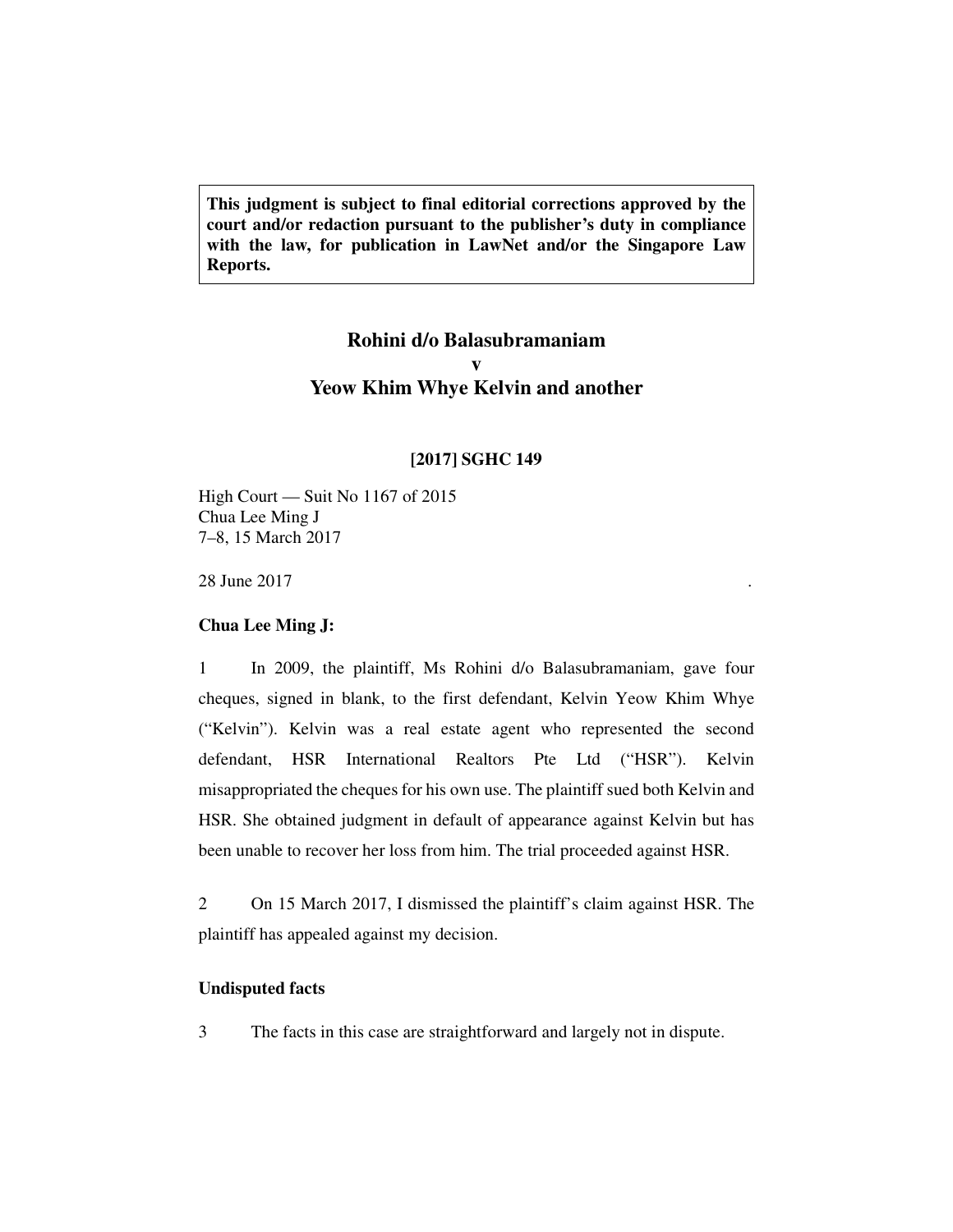**This judgment is subject to final editorial corrections approved by the court and/or redaction pursuant to the publisher's duty in compliance with the law, for publication in LawNet and/or the Singapore Law Reports.**

# Rohini d/o Balasubramaniam
# v
# Yeow Khim Whye Kelvin and another

**[2017] SGHC 149**

High Court — Suit No 1167 of 2015
Chua Lee Ming J
7–8, 15 March 2017

28 June 2017

**Chua Lee Ming J:**

1 In 2009, the plaintiff, Ms Rohini d/o Balasubramaniam, gave four cheques, signed in blank, to the first defendant, Kelvin Yeow Khim Whye ("Kelvin"). Kelvin was a real estate agent who represented the second defendant, HSR International Realtors Pte Ltd ("HSR"). Kelvin misappropriated the cheques for his own use. The plaintiff sued both Kelvin and HSR. She obtained judgment in default of appearance against Kelvin but has been unable to recover her loss from him. The trial proceeded against HSR.

2 On 15 March 2017, I dismissed the plaintiff's claim against HSR. The plaintiff has appealed against my decision.

## Undisputed facts

3 The facts in this case are straightforward and largely not in dispute.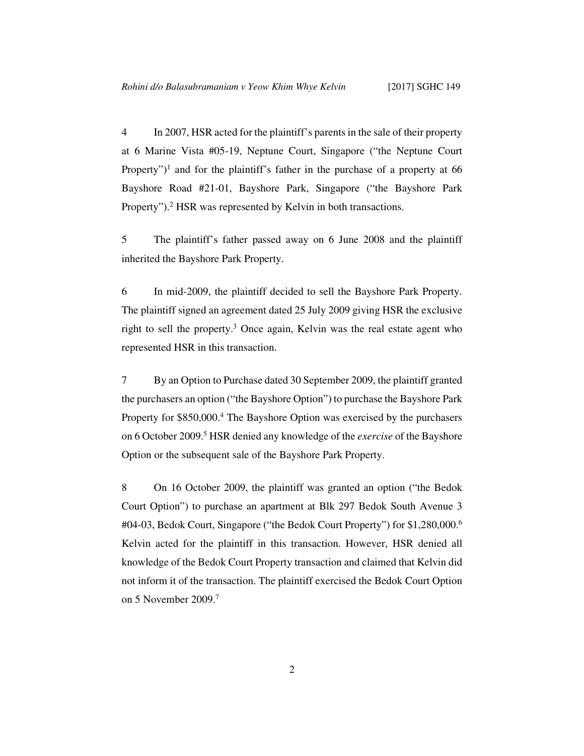4 In 2007, HSR acted for the plaintiff's parents in the sale of their property at 6 Marine Vista #05-19, Neptune Court, Singapore ("the Neptune Court Property")[1] and for the plaintiff's father in the purchase of a property at 66 Bayshore Road #21-01, Bayshore Park, Singapore ("the Bayshore Park Property").[2] HSR was represented by Kelvin in both transactions.

5 The plaintiff's father passed away on 6 June 2008 and the plaintiff inherited the Bayshore Park Property.

6 In mid-2009, the plaintiff decided to sell the Bayshore Park Property. The plaintiff signed an agreement dated 25 July 2009 giving HSR the exclusive right to sell the property.[3] Once again, Kelvin was the real estate agent who represented HSR in this transaction.

7 By an Option to Purchase dated 30 September 2009, the plaintiff granted the purchasers an option ("the Bayshore Option") to purchase the Bayshore Park Property for $850,000.[4] The Bayshore Option was exercised by the purchasers on 6 October 2009.[5] HSR denied any knowledge of the *exercise* of the Bayshore Option or the subsequent sale of the Bayshore Park Property.

8 On 16 October 2009, the plaintiff was granted an option ("the Bedok Court Option") to purchase an apartment at Blk 297 Bedok South Avenue 3 #04-03, Bedok Court, Singapore ("the Bedok Court Property") for $1,280,000.[6] Kelvin acted for the plaintiff in this transaction. However, HSR denied all knowledge of the Bedok Court Property transaction and claimed that Kelvin did not inform it of the transaction. The plaintiff exercised the Bedok Court Option on 5 November 2009.[7]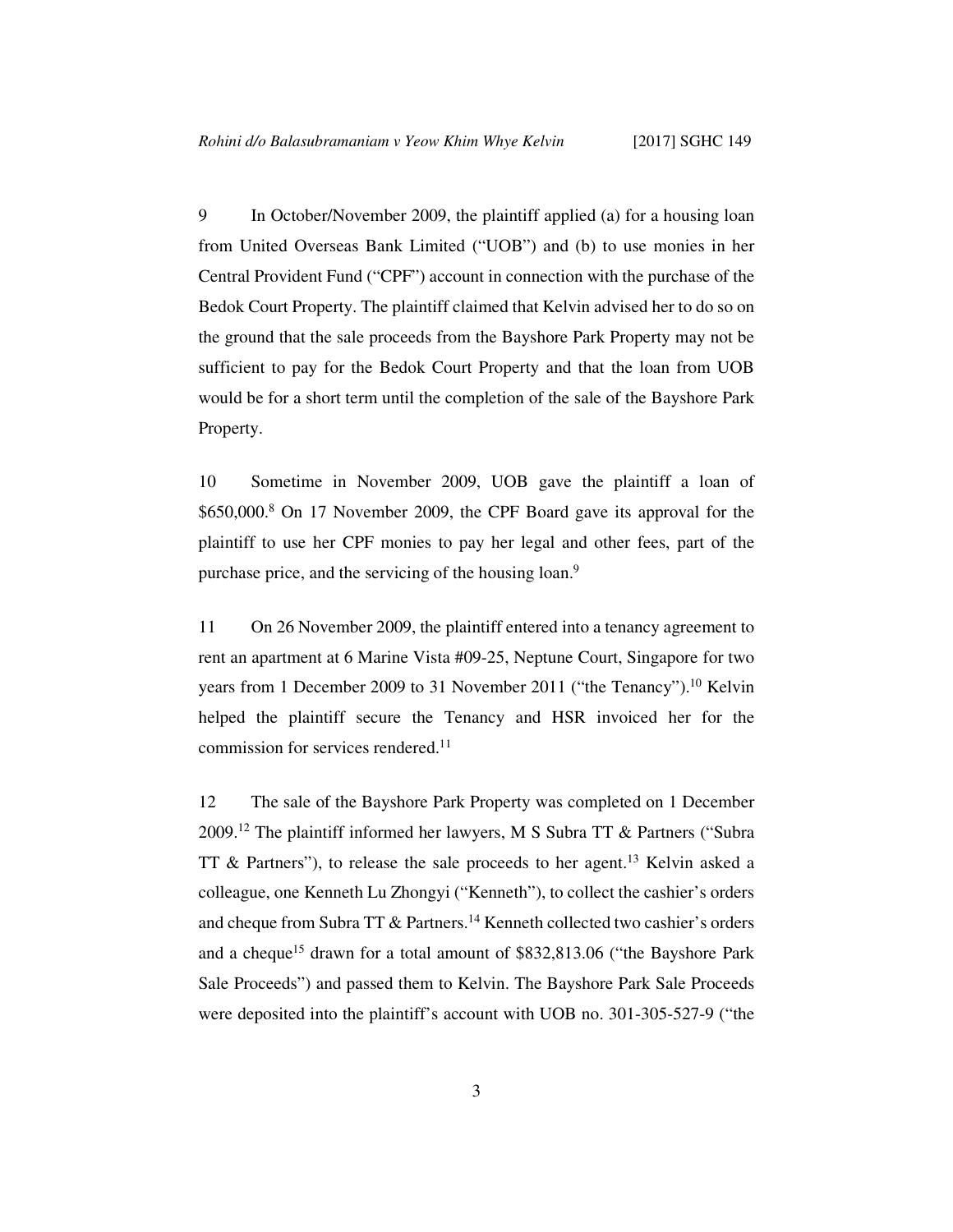9 In October/November 2009, the plaintiff applied (a) for a housing loan from United Overseas Bank Limited ("UOB") and (b) to use monies in her Central Provident Fund ("CPF") account in connection with the purchase of the Bedok Court Property. The plaintiff claimed that Kelvin advised her to do so on the ground that the sale proceeds from the Bayshore Park Property may not be sufficient to pay for the Bedok Court Property and that the loan from UOB would be for a short term until the completion of the sale of the Bayshore Park Property.

10 Sometime in November 2009, UOB gave the plaintiff a loan of $650,000.[8] On 17 November 2009, the CPF Board gave its approval for the plaintiff to use her CPF monies to pay her legal and other fees, part of the purchase price, and the servicing of the housing loan.[9]

11 On 26 November 2009, the plaintiff entered into a tenancy agreement to rent an apartment at 6 Marine Vista #09-25, Neptune Court, Singapore for two years from 1 December 2009 to 31 November 2011 ("the Tenancy").[10] Kelvin helped the plaintiff secure the Tenancy and HSR invoiced her for the commission for services rendered.[11]

12 The sale of the Bayshore Park Property was completed on 1 December 2009.[12] The plaintiff informed her lawyers, M S Subra TT & Partners ("Subra TT & Partners"), to release the sale proceeds to her agent.[13] Kelvin asked a colleague, one Kenneth Lu Zhongyi ("Kenneth"), to collect the cashier's orders and cheque from Subra TT & Partners.[14] Kenneth collected two cashier's orders and a cheque[15] drawn for a total amount of $832,813.06 ("the Bayshore Park Sale Proceeds") and passed them to Kelvin. The Bayshore Park Sale Proceeds were deposited into the plaintiff's account with UOB no. 301-305-527-9 ("the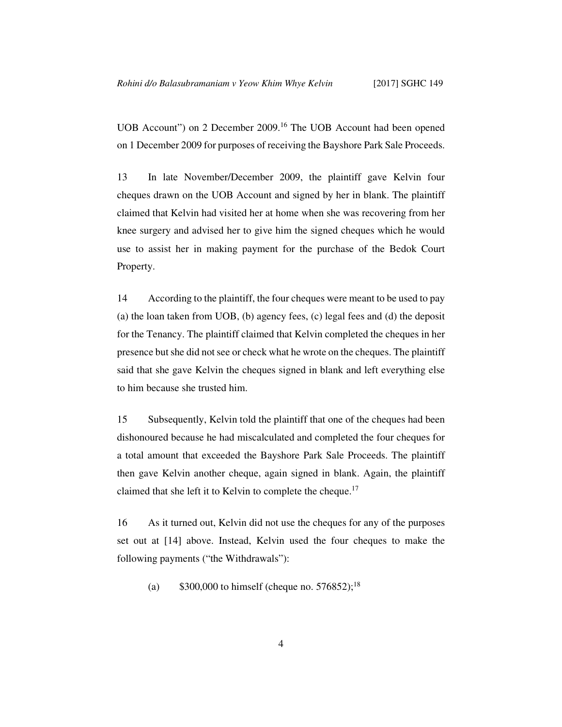UOB Account") on 2 December 2009.[16] The UOB Account had been opened on 1 December 2009 for purposes of receiving the Bayshore Park Sale Proceeds.

13 In late November/December 2009, the plaintiff gave Kelvin four cheques drawn on the UOB Account and signed by her in blank. The plaintiff claimed that Kelvin had visited her at home when she was recovering from her knee surgery and advised her to give him the signed cheques which he would use to assist her in making payment for the purchase of the Bedok Court Property.

14 According to the plaintiff, the four cheques were meant to be used to pay (a) the loan taken from UOB, (b) agency fees, (c) legal fees and (d) the deposit for the Tenancy. The plaintiff claimed that Kelvin completed the cheques in her presence but she did not see or check what he wrote on the cheques. The plaintiff said that she gave Kelvin the cheques signed in blank and left everything else to him because she trusted him.

15 Subsequently, Kelvin told the plaintiff that one of the cheques had been dishonoured because he had miscalculated and completed the four cheques for a total amount that exceeded the Bayshore Park Sale Proceeds. The plaintiff then gave Kelvin another cheque, again signed in blank. Again, the plaintiff claimed that she left it to Kelvin to complete the cheque.[17]

16 As it turned out, Kelvin did not use the cheques for any of the purposes set out at [14] above. Instead, Kelvin used the four cheques to make the following payments ("the Withdrawals"):

(a) $300,000 to himself (cheque no. 576852);[18]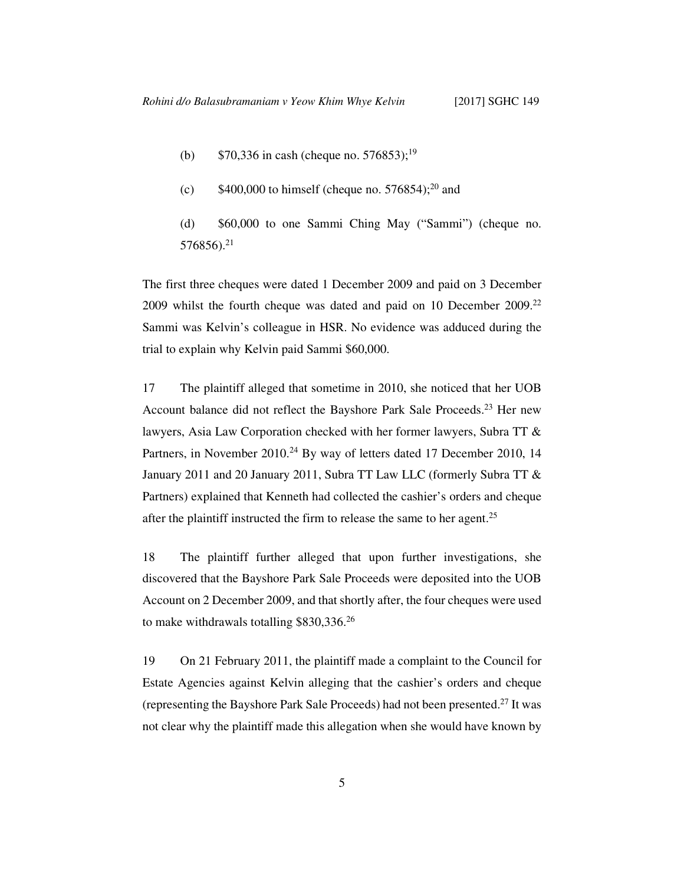(b) $70,336 in cash (cheque no. 576853);[19]

(c) $400,000 to himself (cheque no. 576854);[20] and

(d) $60,000 to one Sammi Ching May ("Sammi") (cheque no. 576856).[21]

The first three cheques were dated 1 December 2009 and paid on 3 December 2009 whilst the fourth cheque was dated and paid on 10 December 2009.[22] Sammi was Kelvin's colleague in HSR. No evidence was adduced during the trial to explain why Kelvin paid Sammi $60,000.

17 The plaintiff alleged that sometime in 2010, she noticed that her UOB Account balance did not reflect the Bayshore Park Sale Proceeds.[23] Her new lawyers, Asia Law Corporation checked with her former lawyers, Subra TT & Partners, in November 2010.[24] By way of letters dated 17 December 2010, 14 January 2011 and 20 January 2011, Subra TT Law LLC (formerly Subra TT & Partners) explained that Kenneth had collected the cashier's orders and cheque after the plaintiff instructed the firm to release the same to her agent.[25]

18 The plaintiff further alleged that upon further investigations, she discovered that the Bayshore Park Sale Proceeds were deposited into the UOB Account on 2 December 2009, and that shortly after, the four cheques were used to make withdrawals totalling $830,336.[26]

19 On 21 February 2011, the plaintiff made a complaint to the Council for Estate Agencies against Kelvin alleging that the cashier's orders and cheque (representing the Bayshore Park Sale Proceeds) had not been presented.[27] It was not clear why the plaintiff made this allegation when she would have known by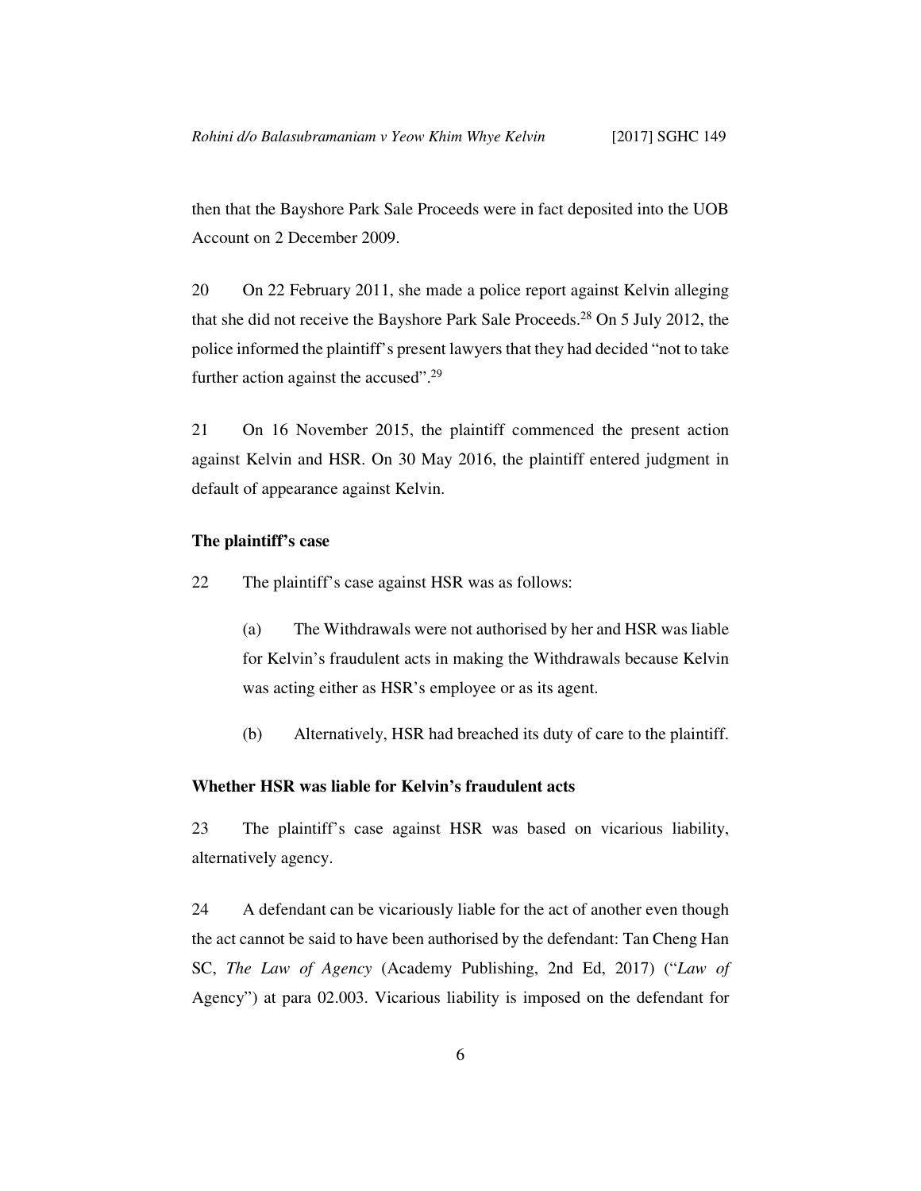then that the Bayshore Park Sale Proceeds were in fact deposited into the UOB Account on 2 December 2009.

20 On 22 February 2011, she made a police report against Kelvin alleging that she did not receive the Bayshore Park Sale Proceeds.[28] On 5 July 2012, the police informed the plaintiff's present lawyers that they had decided "not to take further action against the accused".[29]

21 On 16 November 2015, the plaintiff commenced the present action against Kelvin and HSR. On 30 May 2016, the plaintiff entered judgment in default of appearance against Kelvin.

**The plaintiff's case**

22 The plaintiff's case against HSR was as follows:

> (a) The Withdrawals were not authorised by her and HSR was liable for Kelvin's fraudulent acts in making the Withdrawals because Kelvin was acting either as HSR's employee or as its agent.
>
> (b) Alternatively, HSR had breached its duty of care to the plaintiff.

**Whether HSR was liable for Kelvin's fraudulent acts**

23 The plaintiff's case against HSR was based on vicarious liability, alternatively agency.

24 A defendant can be vicariously liable for the act of another even though the act cannot be said to have been authorised by the defendant: Tan Cheng Han SC, *The Law of Agency* (Academy Publishing, 2nd Ed, 2017) ("*Law of* Agency") at para 02.003. Vicarious liability is imposed on the defendant for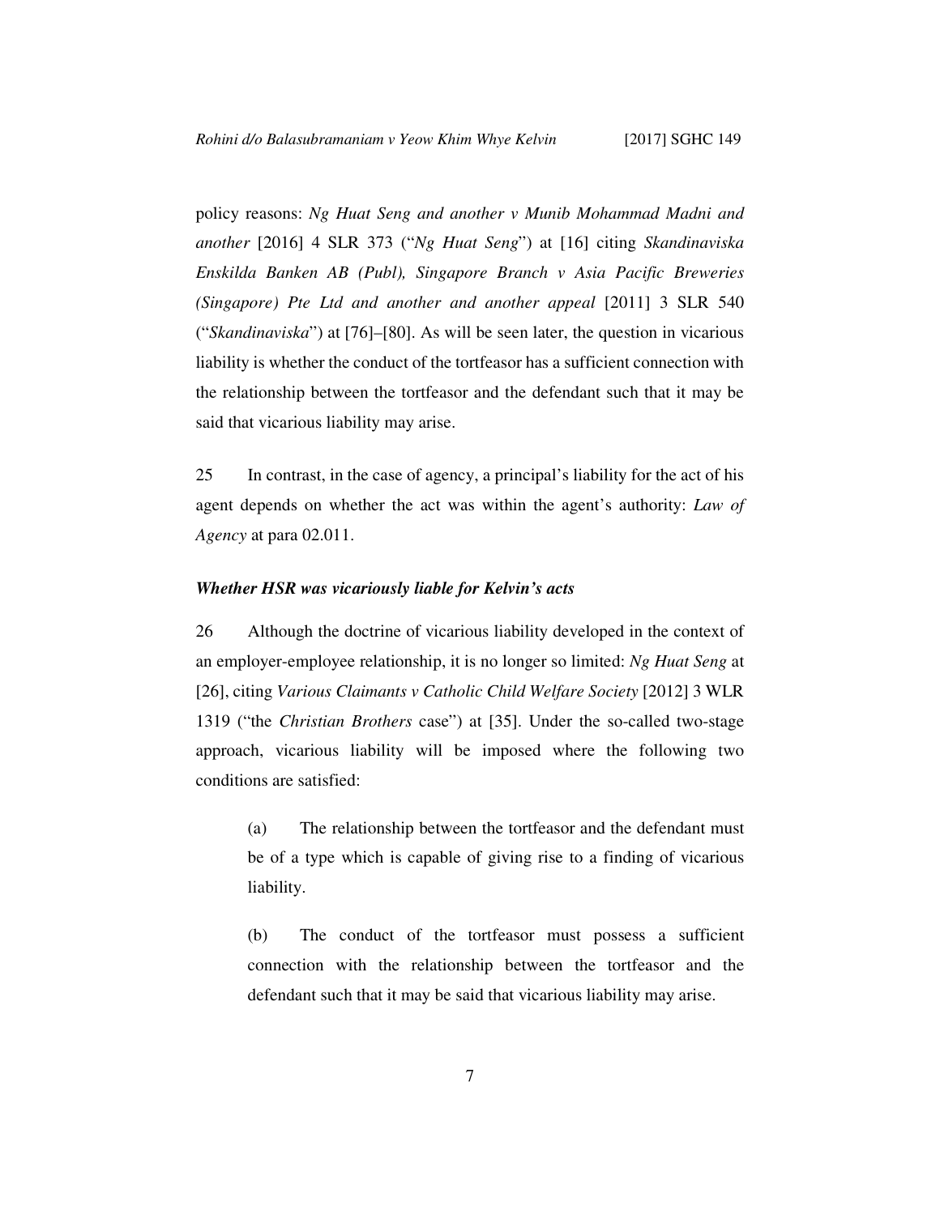policy reasons: *Ng Huat Seng and another v Munib Mohammad Madni and another* [2016] 4 SLR 373 ("*Ng Huat Seng*") at [16] citing *Skandinaviska Enskilda Banken AB (Publ), Singapore Branch v Asia Pacific Breweries (Singapore) Pte Ltd and another and another appeal* [2011] 3 SLR 540 ("*Skandinaviska*") at [76]–[80]. As will be seen later, the question in vicarious liability is whether the conduct of the tortfeasor has a sufficient connection with the relationship between the tortfeasor and the defendant such that it may be said that vicarious liability may arise.

25 In contrast, in the case of agency, a principal's liability for the act of his agent depends on whether the act was within the agent's authority: *Law of Agency* at para 02.011.

### *Whether HSR was vicariously liable for Kelvin's acts*

26 Although the doctrine of vicarious liability developed in the context of an employer-employee relationship, it is no longer so limited: *Ng Huat Seng* at [26], citing *Various Claimants v Catholic Child Welfare Society* [2012] 3 WLR 1319 ("the *Christian Brothers* case") at [35]. Under the so-called two-stage approach, vicarious liability will be imposed where the following two conditions are satisfied:

> (a) The relationship between the tortfeasor and the defendant must be of a type which is capable of giving rise to a finding of vicarious liability.
>
> (b) The conduct of the tortfeasor must possess a sufficient connection with the relationship between the tortfeasor and the defendant such that it may be said that vicarious liability may arise.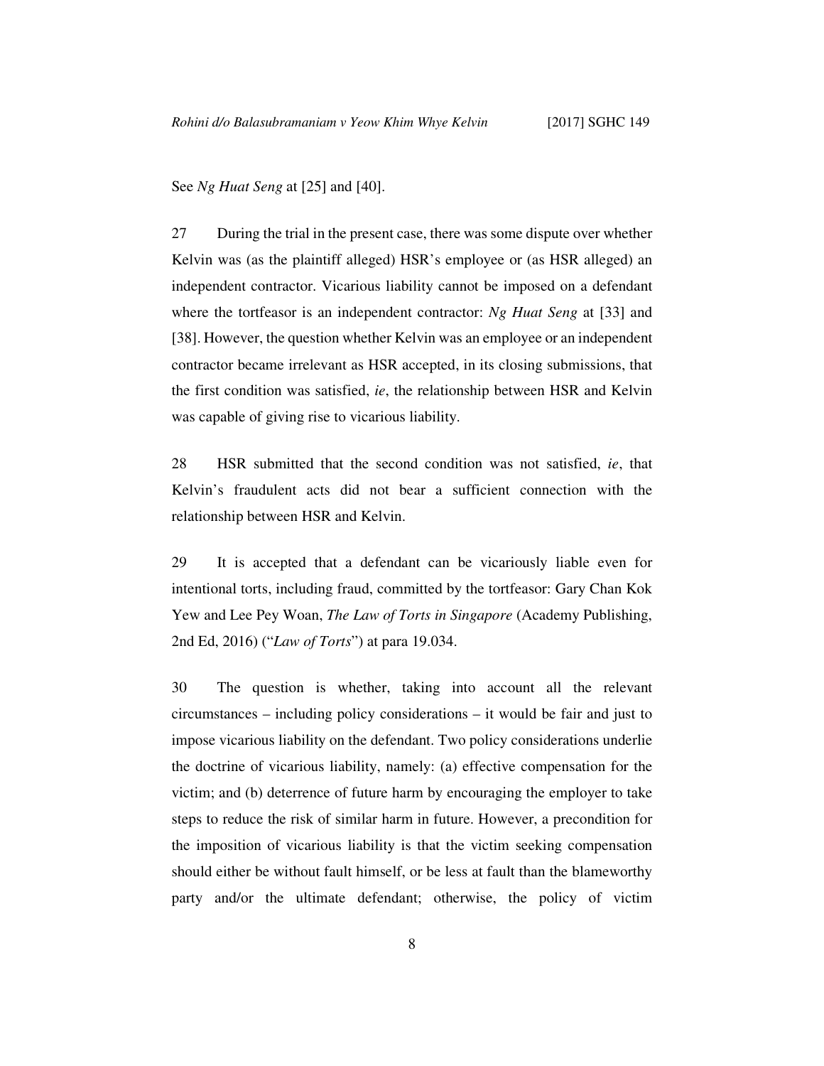See *Ng Huat Seng* at [25] and [40].

27 During the trial in the present case, there was some dispute over whether Kelvin was (as the plaintiff alleged) HSR's employee or (as HSR alleged) an independent contractor. Vicarious liability cannot be imposed on a defendant where the tortfeasor is an independent contractor: *Ng Huat Seng* at [33] and [38]. However, the question whether Kelvin was an employee or an independent contractor became irrelevant as HSR accepted, in its closing submissions, that the first condition was satisfied, *ie*, the relationship between HSR and Kelvin was capable of giving rise to vicarious liability.

28 HSR submitted that the second condition was not satisfied, *ie*, that Kelvin's fraudulent acts did not bear a sufficient connection with the relationship between HSR and Kelvin.

29 It is accepted that a defendant can be vicariously liable even for intentional torts, including fraud, committed by the tortfeasor: Gary Chan Kok Yew and Lee Pey Woan, *The Law of Torts in Singapore* (Academy Publishing, 2nd Ed, 2016) ("*Law of Torts*") at para 19.034.

30 The question is whether, taking into account all the relevant circumstances – including policy considerations – it would be fair and just to impose vicarious liability on the defendant. Two policy considerations underlie the doctrine of vicarious liability, namely: (a) effective compensation for the victim; and (b) deterrence of future harm by encouraging the employer to take steps to reduce the risk of similar harm in future. However, a precondition for the imposition of vicarious liability is that the victim seeking compensation should either be without fault himself, or be less at fault than the blameworthy party and/or the ultimate defendant; otherwise, the policy of victim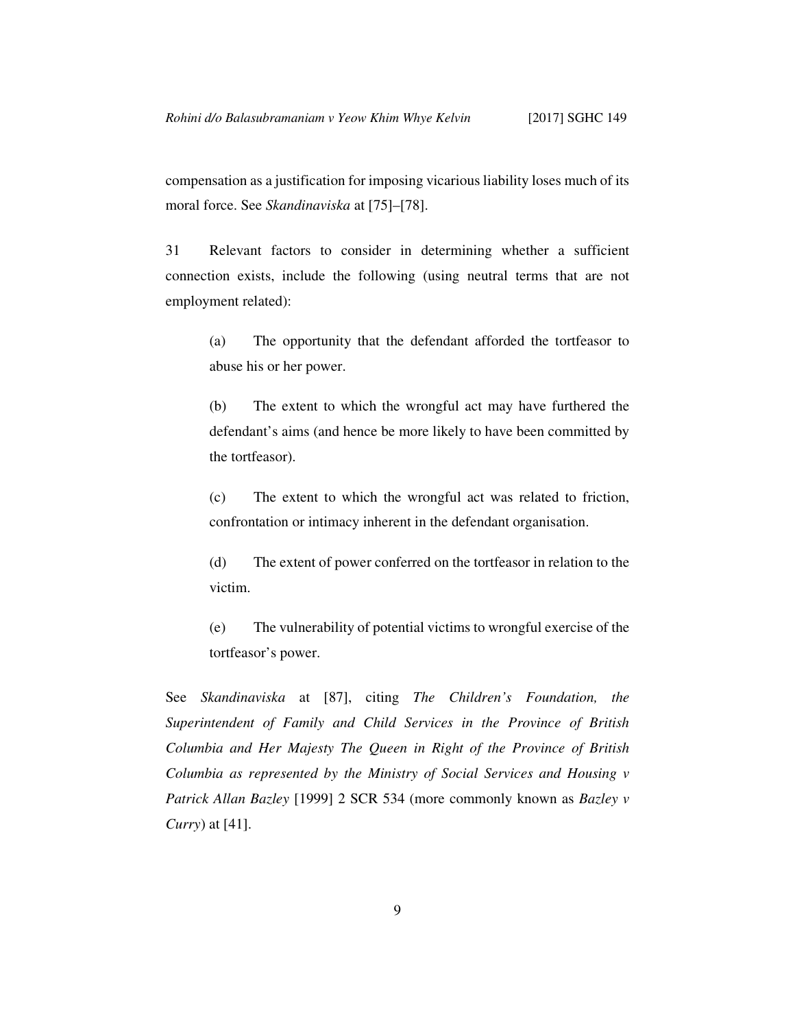compensation as a justification for imposing vicarious liability loses much of its moral force. See *Skandinaviska* at [75]–[78].

31 Relevant factors to consider in determining whether a sufficient connection exists, include the following (using neutral terms that are not employment related):

(a) The opportunity that the defendant afforded the tortfeasor to abuse his or her power.

(b) The extent to which the wrongful act may have furthered the defendant's aims (and hence be more likely to have been committed by the tortfeasor).

(c) The extent to which the wrongful act was related to friction, confrontation or intimacy inherent in the defendant organisation.

(d) The extent of power conferred on the tortfeasor in relation to the victim.

(e) The vulnerability of potential victims to wrongful exercise of the tortfeasor's power.

See *Skandinaviska* at [87], citing *The Children's Foundation, the Superintendent of Family and Child Services in the Province of British Columbia and Her Majesty The Queen in Right of the Province of British Columbia as represented by the Ministry of Social Services and Housing v Patrick Allan Bazley* [1999] 2 SCR 534 (more commonly known as *Bazley v Curry*) at [41].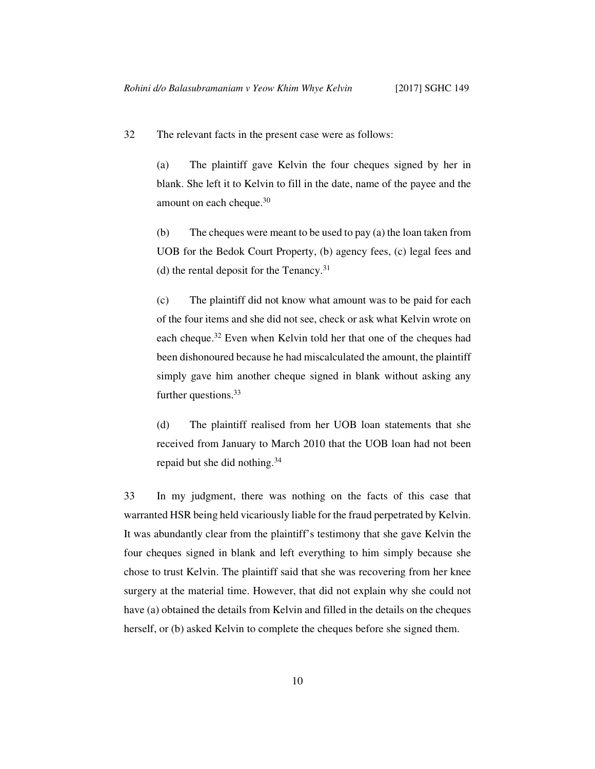32 The relevant facts in the present case were as follows:

(a) The plaintiff gave Kelvin the four cheques signed by her in blank. She left it to Kelvin to fill in the date, name of the payee and the amount on each cheque.[30]

(b) The cheques were meant to be used to pay (a) the loan taken from UOB for the Bedok Court Property, (b) agency fees, (c) legal fees and (d) the rental deposit for the Tenancy.[31]

(c) The plaintiff did not know what amount was to be paid for each of the four items and she did not see, check or ask what Kelvin wrote on each cheque.[32] Even when Kelvin told her that one of the cheques had been dishonoured because he had miscalculated the amount, the plaintiff simply gave him another cheque signed in blank without asking any further questions.[33]

(d) The plaintiff realised from her UOB loan statements that she received from January to March 2010 that the UOB loan had not been repaid but she did nothing.[34]

33 In my judgment, there was nothing on the facts of this case that warranted HSR being held vicariously liable for the fraud perpetrated by Kelvin. It was abundantly clear from the plaintiff's testimony that she gave Kelvin the four cheques signed in blank and left everything to him simply because she chose to trust Kelvin. The plaintiff said that she was recovering from her knee surgery at the material time. However, that did not explain why she could not have (a) obtained the details from Kelvin and filled in the details on the cheques herself, or (b) asked Kelvin to complete the cheques before she signed them.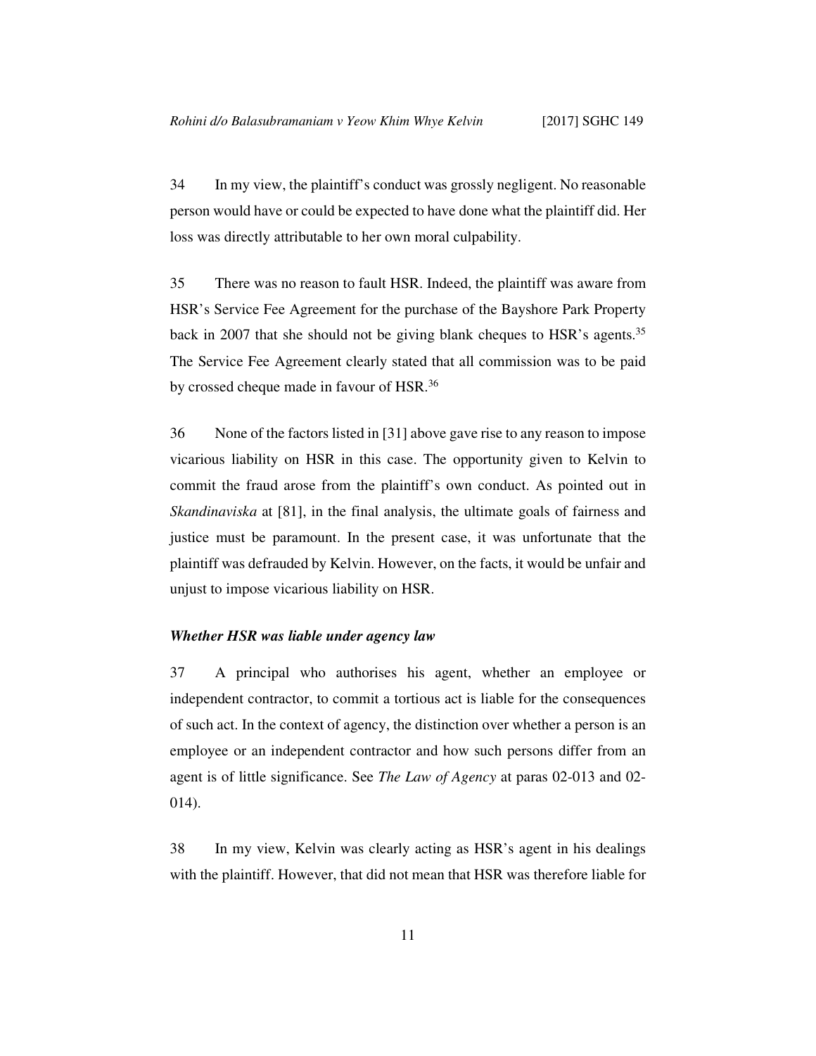34 In my view, the plaintiff's conduct was grossly negligent. No reasonable person would have or could be expected to have done what the plaintiff did. Her loss was directly attributable to her own moral culpability.

35 There was no reason to fault HSR. Indeed, the plaintiff was aware from HSR's Service Fee Agreement for the purchase of the Bayshore Park Property back in 2007 that she should not be giving blank cheques to HSR's agents.[35] The Service Fee Agreement clearly stated that all commission was to be paid by crossed cheque made in favour of HSR.[36]

36 None of the factors listed in [31] above gave rise to any reason to impose vicarious liability on HSR in this case. The opportunity given to Kelvin to commit the fraud arose from the plaintiff's own conduct. As pointed out in *Skandinaviska* at [81], in the final analysis, the ultimate goals of fairness and justice must be paramount. In the present case, it was unfortunate that the plaintiff was defrauded by Kelvin. However, on the facts, it would be unfair and unjust to impose vicarious liability on HSR.

***Whether HSR was liable under agency law***

37 A principal who authorises his agent, whether an employee or independent contractor, to commit a tortious act is liable for the consequences of such act. In the context of agency, the distinction over whether a person is an employee or an independent contractor and how such persons differ from an agent is of little significance. See *The Law of Agency* at paras 02-013 and 02-014).

38 In my view, Kelvin was clearly acting as HSR's agent in his dealings with the plaintiff. However, that did not mean that HSR was therefore liable for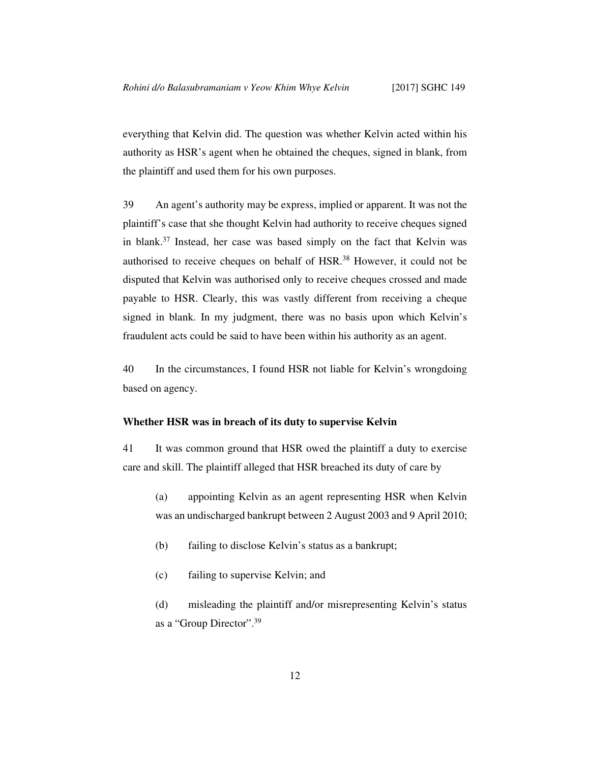everything that Kelvin did. The question was whether Kelvin acted within his authority as HSR's agent when he obtained the cheques, signed in blank, from the plaintiff and used them for his own purposes.

39 An agent's authority may be express, implied or apparent. It was not the plaintiff's case that she thought Kelvin had authority to receive cheques signed in blank.[37] Instead, her case was based simply on the fact that Kelvin was authorised to receive cheques on behalf of HSR.[38] However, it could not be disputed that Kelvin was authorised only to receive cheques crossed and made payable to HSR. Clearly, this was vastly different from receiving a cheque signed in blank. In my judgment, there was no basis upon which Kelvin's fraudulent acts could be said to have been within his authority as an agent.

40 In the circumstances, I found HSR not liable for Kelvin's wrongdoing based on agency.

**Whether HSR was in breach of its duty to supervise Kelvin**

41 It was common ground that HSR owed the plaintiff a duty to exercise care and skill. The plaintiff alleged that HSR breached its duty of care by

(a) appointing Kelvin as an agent representing HSR when Kelvin was an undischarged bankrupt between 2 August 2003 and 9 April 2010;

(b) failing to disclose Kelvin's status as a bankrupt;

(c) failing to supervise Kelvin; and

(d) misleading the plaintiff and/or misrepresenting Kelvin's status as a "Group Director".[39]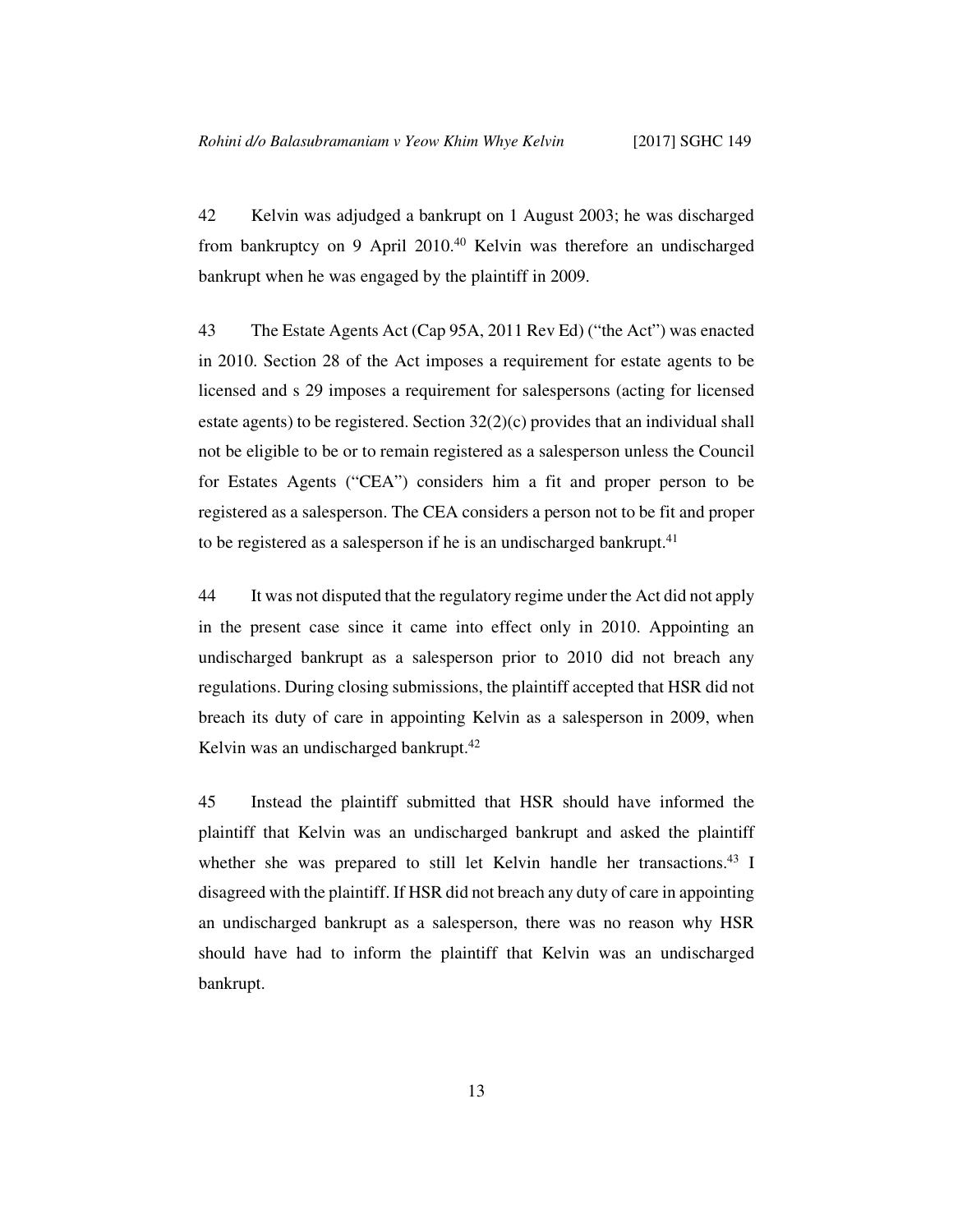42 Kelvin was adjudged a bankrupt on 1 August 2003; he was discharged from bankruptcy on 9 April 2010.[40] Kelvin was therefore an undischarged bankrupt when he was engaged by the plaintiff in 2009.

43 The Estate Agents Act (Cap 95A, 2011 Rev Ed) ("the Act") was enacted in 2010. Section 28 of the Act imposes a requirement for estate agents to be licensed and s 29 imposes a requirement for salespersons (acting for licensed estate agents) to be registered. Section 32(2)(c) provides that an individual shall not be eligible to be or to remain registered as a salesperson unless the Council for Estates Agents ("CEA") considers him a fit and proper person to be registered as a salesperson. The CEA considers a person not to be fit and proper to be registered as a salesperson if he is an undischarged bankrupt.[41]

44 It was not disputed that the regulatory regime under the Act did not apply in the present case since it came into effect only in 2010. Appointing an undischarged bankrupt as a salesperson prior to 2010 did not breach any regulations. During closing submissions, the plaintiff accepted that HSR did not breach its duty of care in appointing Kelvin as a salesperson in 2009, when Kelvin was an undischarged bankrupt.[42]

45 Instead the plaintiff submitted that HSR should have informed the plaintiff that Kelvin was an undischarged bankrupt and asked the plaintiff whether she was prepared to still let Kelvin handle her transactions.[43] I disagreed with the plaintiff. If HSR did not breach any duty of care in appointing an undischarged bankrupt as a salesperson, there was no reason why HSR should have had to inform the plaintiff that Kelvin was an undischarged bankrupt.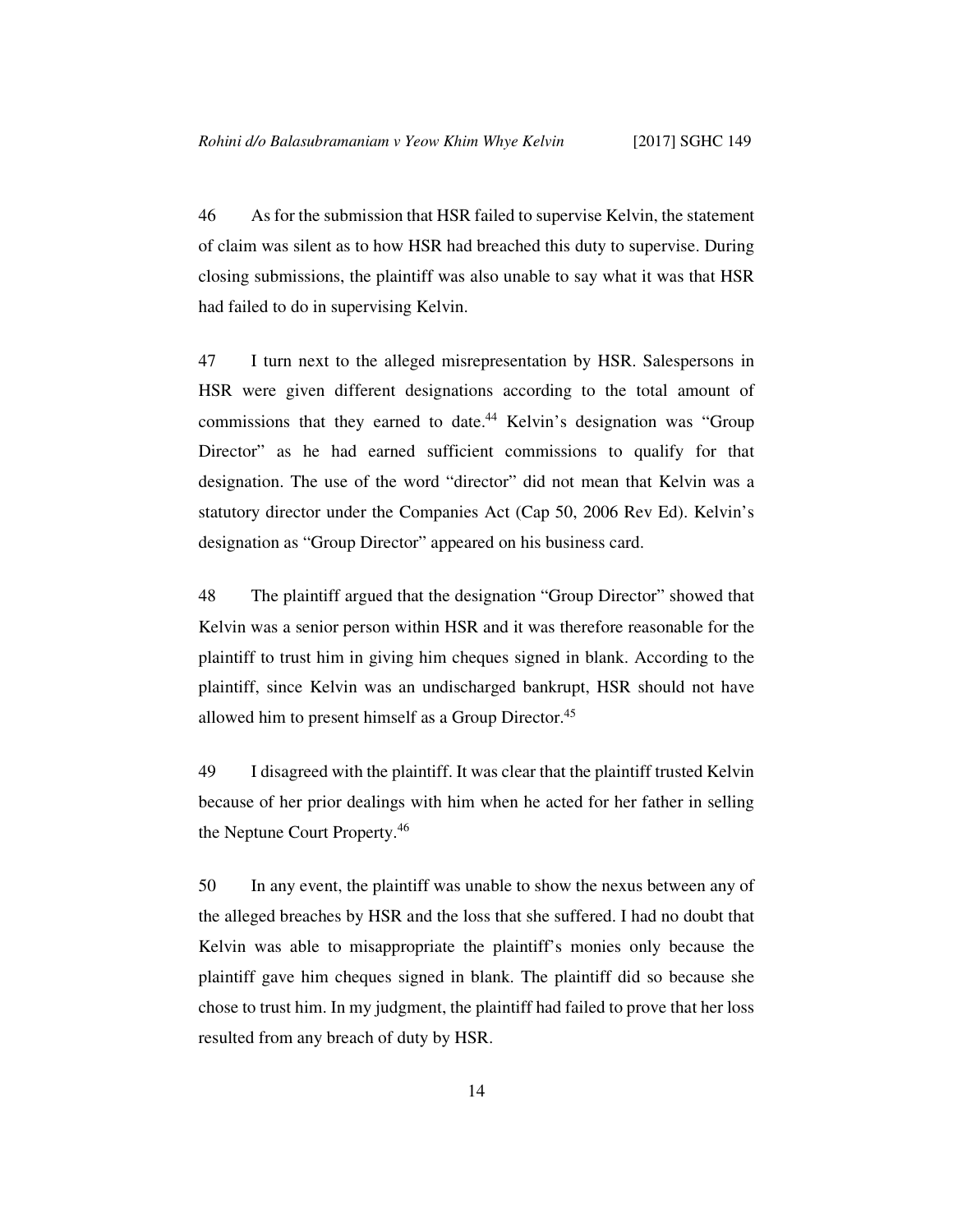46 As for the submission that HSR failed to supervise Kelvin, the statement of claim was silent as to how HSR had breached this duty to supervise. During closing submissions, the plaintiff was also unable to say what it was that HSR had failed to do in supervising Kelvin.

47 I turn next to the alleged misrepresentation by HSR. Salespersons in HSR were given different designations according to the total amount of commissions that they earned to date.[44] Kelvin's designation was "Group Director" as he had earned sufficient commissions to qualify for that designation. The use of the word "director" did not mean that Kelvin was a statutory director under the Companies Act (Cap 50, 2006 Rev Ed). Kelvin's designation as "Group Director" appeared on his business card.

48 The plaintiff argued that the designation "Group Director" showed that Kelvin was a senior person within HSR and it was therefore reasonable for the plaintiff to trust him in giving him cheques signed in blank. According to the plaintiff, since Kelvin was an undischarged bankrupt, HSR should not have allowed him to present himself as a Group Director.[45]

49 I disagreed with the plaintiff. It was clear that the plaintiff trusted Kelvin because of her prior dealings with him when he acted for her father in selling the Neptune Court Property.[46]

50 In any event, the plaintiff was unable to show the nexus between any of the alleged breaches by HSR and the loss that she suffered. I had no doubt that Kelvin was able to misappropriate the plaintiff's monies only because the plaintiff gave him cheques signed in blank. The plaintiff did so because she chose to trust him. In my judgment, the plaintiff had failed to prove that her loss resulted from any breach of duty by HSR.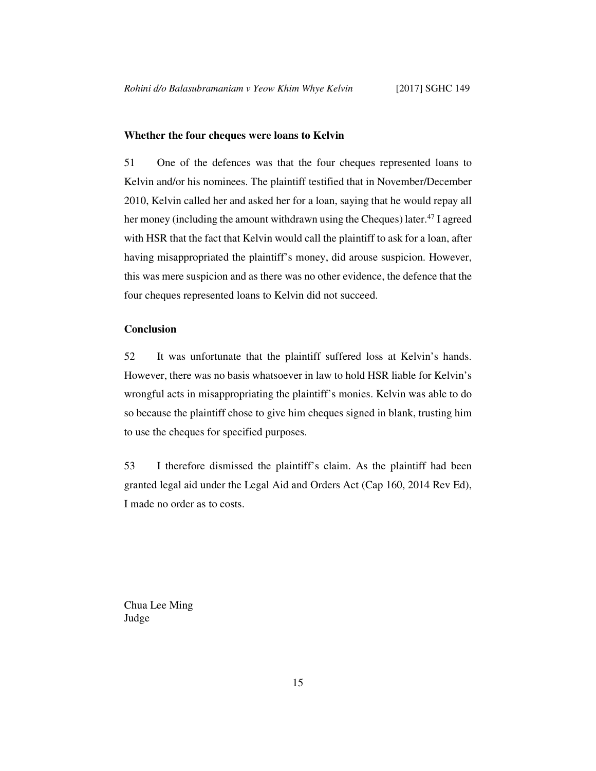### Whether the four cheques were loans to Kelvin

51 One of the defences was that the four cheques represented loans to Kelvin and/or his nominees. The plaintiff testified that in November/December 2010, Kelvin called her and asked her for a loan, saying that he would repay all her money (including the amount withdrawn using the Cheques) later.[47] I agreed with HSR that the fact that Kelvin would call the plaintiff to ask for a loan, after having misappropriated the plaintiff's money, did arouse suspicion. However, this was mere suspicion and as there was no other evidence, the defence that the four cheques represented loans to Kelvin did not succeed.

### Conclusion

52 It was unfortunate that the plaintiff suffered loss at Kelvin's hands. However, there was no basis whatsoever in law to hold HSR liable for Kelvin's wrongful acts in misappropriating the plaintiff's monies. Kelvin was able to do so because the plaintiff chose to give him cheques signed in blank, trusting him to use the cheques for specified purposes.

53 I therefore dismissed the plaintiff's claim. As the plaintiff had been granted legal aid under the Legal Aid and Orders Act (Cap 160, 2014 Rev Ed), I made no order as to costs.

Chua Lee Ming
Judge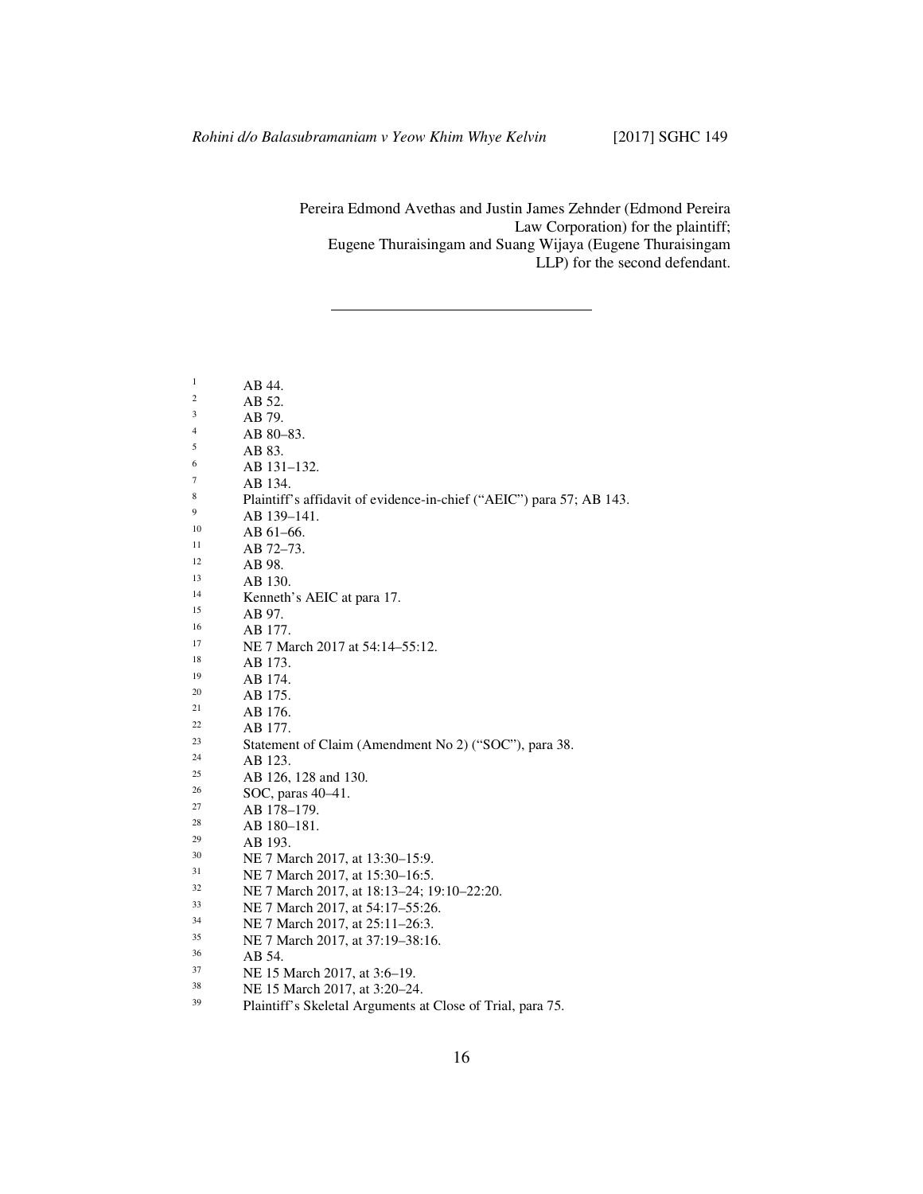Pereira Edmond Avethas and Justin James Zehnder (Edmond Pereira Law Corporation) for the plaintiff;
Eugene Thuraisingam and Suang Wijaya (Eugene Thuraisingam LLP) for the second defendant.

---

[1] AB 44.

[2] AB 52.

[3] AB 79.

[4] AB 80–83.

[5] AB 83.

[6] AB 131–132.

[7] AB 134.

[8] Plaintiff's affidavit of evidence-in-chief ("AEIC") para 57; AB 143.

[9] AB 139–141.

[10] AB 61–66.

[11] AB 72–73.

[12] AB 98.

[13] AB 130.

[14] Kenneth's AEIC at para 17.

[15] AB 97.

[16] AB 177.

[17] NE 7 March 2017 at 54:14–55:12.

[18] AB 173.

[19] AB 174.

[20] AB 175.

[21] AB 176.

[22] AB 177.

[23] Statement of Claim (Amendment No 2) ("SOC"), para 38.

[24] AB 123.

[25] AB 126, 128 and 130.

[26] SOC, paras 40–41.

[27] AB 178–179.

[28] AB 180–181.

[29] AB 193.

[30] NE 7 March 2017, at 13:30–15:9.

[31] NE 7 March 2017, at 15:30–16:5.

[32] NE 7 March 2017, at 18:13–24; 19:10–22:20.

[33] NE 7 March 2017, at 54:17–55:26.

[34] NE 7 March 2017, at 25:11–26:3.

[35] NE 7 March 2017, at 37:19–38:16.

[36] AB 54.

[37] NE 15 March 2017, at 3:6–19.

[38] NE 15 March 2017, at 3:20–24.

[39] Plaintiff's Skeletal Arguments at Close of Trial, para 75.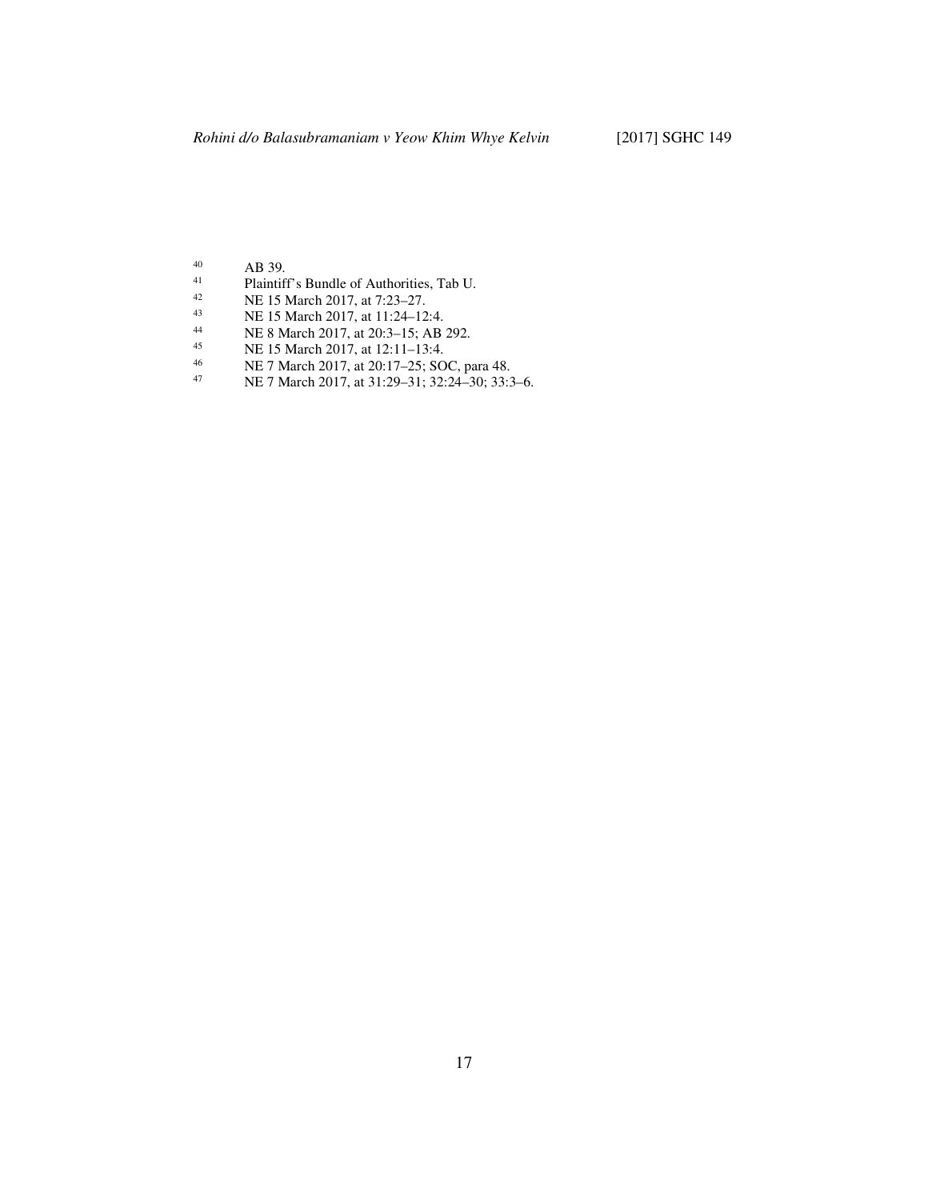[40] AB 39.

[41] Plaintiff's Bundle of Authorities, Tab U.

[42] NE 15 March 2017, at 7:23–27.

[43] NE 15 March 2017, at 11:24–12:4.

[44] NE 8 March 2017, at 20:3–15; AB 292.

[45] NE 15 March 2017, at 12:11–13:4.

[46] NE 7 March 2017, at 20:17–25; SOC, para 48.

[47] NE 7 March 2017, at 31:29–31; 32:24–30; 33:3–6.